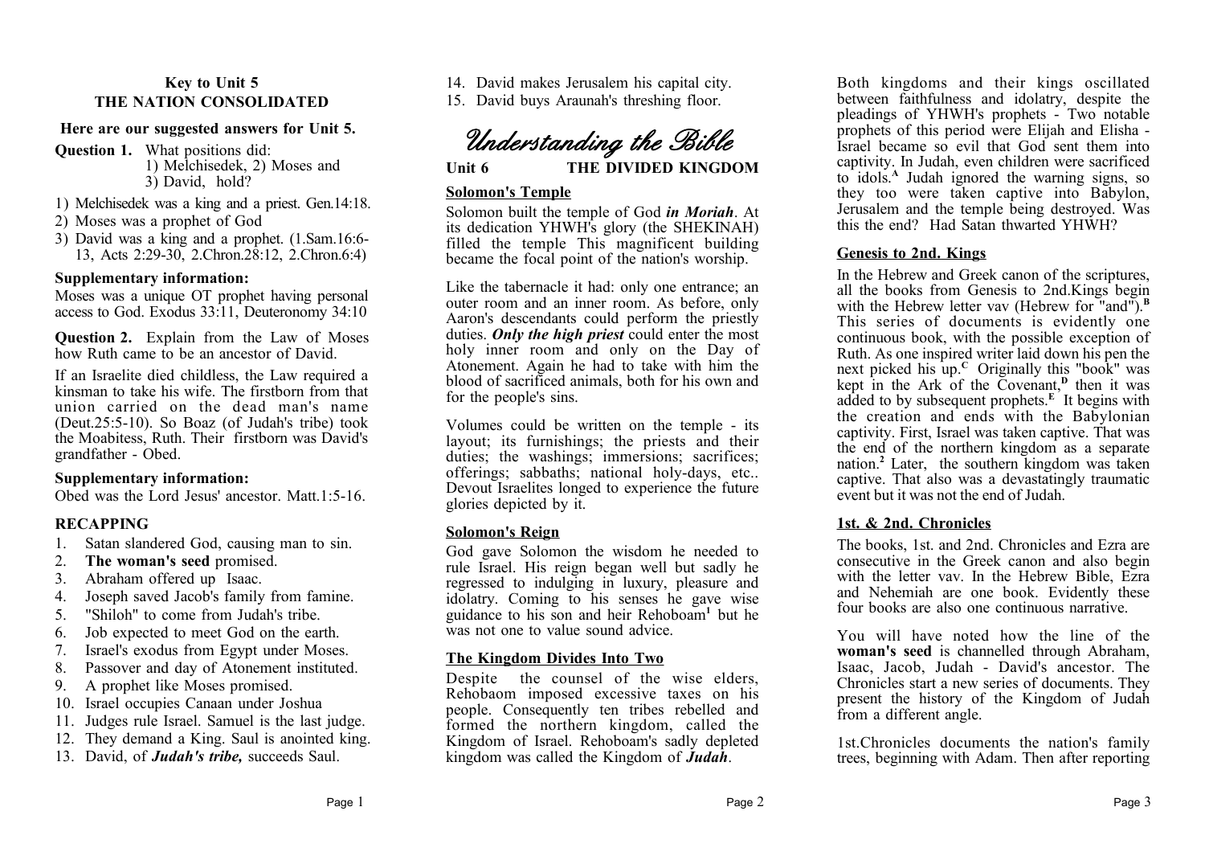## Key to Unit 5
## THE NATION CONSOLIDATED

**Here are our suggested answers for Unit 5.**

**Question 1.** What positions did:
1) Melchisedek, 2) Moses and
3) David, hold?

1) Melchisedek was a king and a priest. Gen.14:18.
2) Moses was a prophet of God
3) David was a king and a prophet. (1.Sam.16:6-13, Acts 2:29-30, 2.Chron.28:12, 2.Chron.6:4)

**Supplementary information:**

Moses was a unique OT prophet having personal access to God. Exodus 33:11, Deuteronomy 34:10

**Question 2.** Explain from the Law of Moses how Ruth came to be an ancestor of David.

If an Israelite died childless, the Law required a kinsman to take his wife. The firstborn from that union carried on the dead man's name (Deut.25:5-10). So Boaz (of Judah's tribe) took the Moabitess, Ruth. Their firstborn was David's grandfather - Obed.

**Supplementary information:**

Obed was the Lord Jesus' ancestor. Matt.1:5-16.

### RECAPPING

1. Satan slandered God, causing man to sin.
2. **The woman's seed** promised.
3. Abraham offered up Isaac.
4. Joseph saved Jacob's family from famine.
5. "Shiloh" to come from Judah's tribe.
6. Job expected to meet God on the earth.
7. Israel's exodus from Egypt under Moses.
8. Passover and day of Atonement instituted.
9. A prophet like Moses promised.
10. Israel occupies Canaan under Joshua
11. Judges rule Israel. Samuel is the last judge.
12. They demand a King. Saul is anointed king.
13. David, of ***Judah's tribe,*** succeeds Saul.
14. David makes Jerusalem his capital city.
15. David buys Araunah's threshing floor.

# *Understanding the Bible*

## Unit 6 THE DIVIDED KINGDOM

### Solomon's Temple

Solomon built the temple of God ***in Moriah***. At its dedication YHWH's glory (the SHEKINAH) filled the temple This magnificent building became the focal point of the nation's worship.

Like the tabernacle it had: only one entrance; an outer room and an inner room. As before, only Aaron's descendants could perform the priestly duties. ***Only the high priest*** could enter the most holy inner room and only on the Day of Atonement. Again he had to take with him the blood of sacrificed animals, both for his own and for the people's sins.

Volumes could be written on the temple - its layout; its furnishings; the priests and their duties; the washings; immersions; sacrifices; offerings; sabbaths; national holy-days, etc.. Devout Israelites longed to experience the future glories depicted by it.

### Solomon's Reign

God gave Solomon the wisdom he needed to rule Israel. His reign began well but sadly he regressed to indulging in luxury, pleasure and idolatry. Coming to his senses he gave wise guidance to his son and heir Rehoboam[1] but he was not one to value sound advice.

### The Kingdom Divides Into Two

Despite the counsel of the wise elders, Rehobaom imposed excessive taxes on his people. Consequently ten tribes rebelled and formed the northern kingdom, called the Kingdom of Israel. Rehoboam's sadly depleted kingdom was called the Kingdom of ***Judah***.

Both kingdoms and their kings oscillated between faithfulness and idolatry, despite the pleadings of YHWH's prophets - Two notable prophets of this period were Elijah and Elisha - Israel became so evil that God sent them into captivity. In Judah, even children were sacrificed to idols.[A] Judah ignored the warning signs, so they too were taken captive into Babylon, Jerusalem and the temple being destroyed. Was this the end? Had Satan thwarted YHWH?

### Genesis to 2nd. Kings

In the Hebrew and Greek canon of the scriptures, all the books from Genesis to 2nd.Kings begin with the Hebrew letter vav (Hebrew for "and").[B] This series of documents is evidently one continuous book, with the possible exception of Ruth. As one inspired writer laid down his pen the next picked his up.[C] Originally this "book" was kept in the Ark of the Covenant,[D] then it was added to by subsequent prophets.[E] It begins with the creation and ends with the Babylonian captivity. First, Israel was taken captive. That was the end of the northern kingdom as a separate nation.[2] Later, the southern kingdom was taken captive. That also was a devastatingly traumatic event but it was not the end of Judah.

### 1st. & 2nd. Chronicles

The books, 1st. and 2nd. Chronicles and Ezra are consecutive in the Greek canon and also begin with the letter vav. In the Hebrew Bible, Ezra and Nehemiah are one book. Evidently these four books are also one continuous narrative.

You will have noted how the line of the **woman's seed** is channelled through Abraham, Isaac, Jacob, Judah - David's ancestor. The Chronicles start a new series of documents. They present the history of the Kingdom of Judah from a different angle.

1st.Chronicles documents the nation's family trees, beginning with Adam. Then after reporting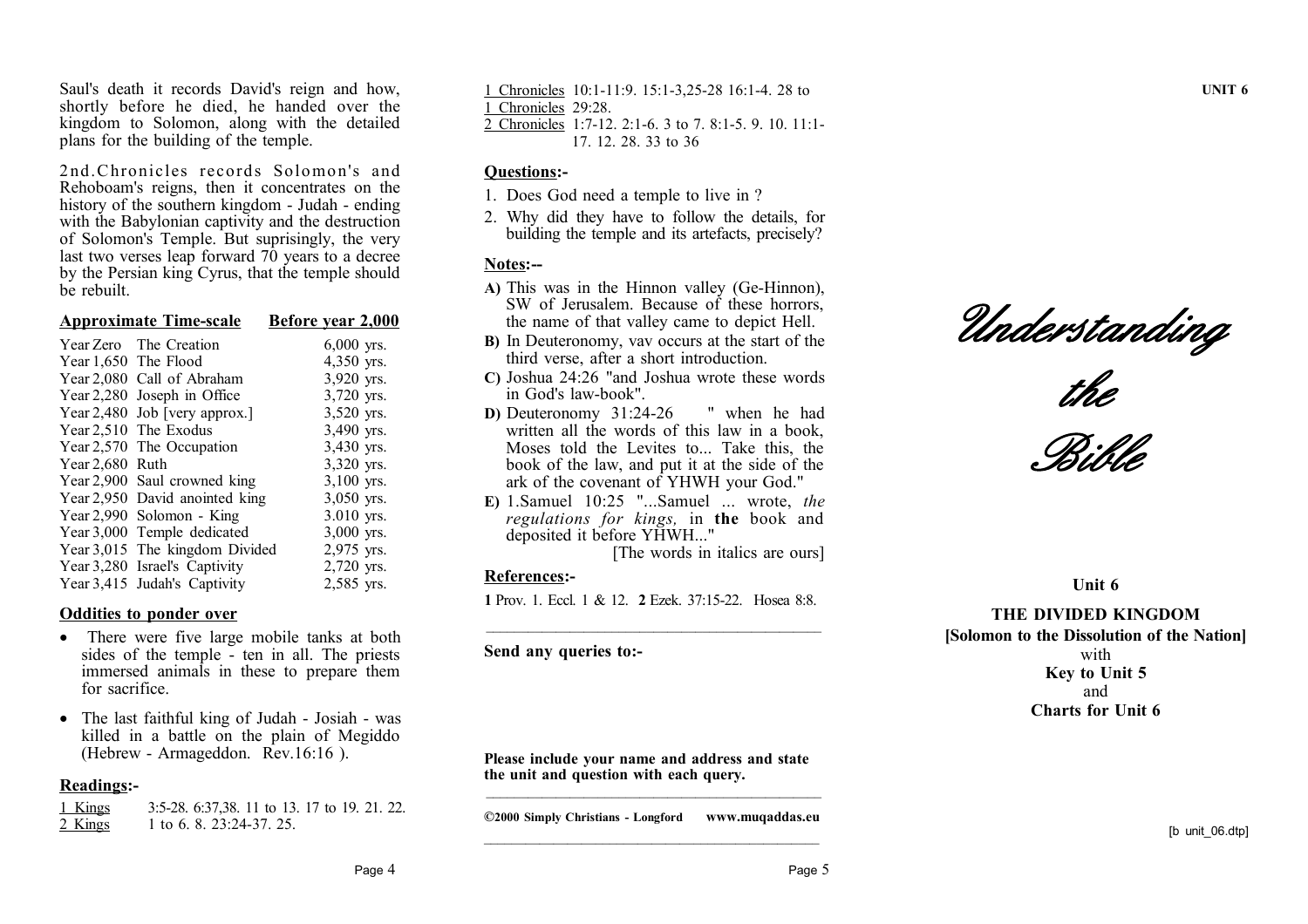Saul's death it records David's reign and how, shortly before he died, he handed over the kingdom to Solomon, along with the detailed plans for the building of the temple.

2nd.Chronicles records Solomon's and Rehoboam's reigns, then it concentrates on the history of the southern kingdom - Judah - ending with the Babylonian captivity and the destruction of Solomon's Temple. But suprisingly, the very last two verses leap forward 70 years to a decree by the Persian king Cyrus, that the temple should be rebuilt.

### Approximate Time-scale — Before year 2,000

| | | |
|---|---|---|
| Year Zero | The Creation | 6,000 yrs. |
| Year 1,650 | The Flood | 4,350 yrs. |
| Year 2,080 | Call of Abraham | 3,920 yrs. |
| Year 2,280 | Joseph in Office | 3,720 yrs. |
| Year 2,480 | Job [very approx.] | 3,520 yrs. |
| Year 2,510 | The Exodus | 3,490 yrs. |
| Year 2,570 | The Occupation | 3,430 yrs. |
| Year 2,680 | Ruth | 3,320 yrs. |
| Year 2,900 | Saul crowned king | 3,100 yrs. |
| Year 2,950 | David anointed king | 3,050 yrs. |
| Year 2,990 | Solomon - King | 3.010 yrs. |
| Year 3,000 | Temple dedicated | 3,000 yrs. |
| Year 3,015 | The kingdom Divided | 2,975 yrs. |
| Year 3,280 | Israel's Captivity | 2,720 yrs. |
| Year 3,415 | Judah's Captivity | 2,585 yrs. |

### Oddities to ponder over

- There were five large mobile tanks at both sides of the temple - ten in all. The priests immersed animals in these to prepare them for sacrifice.
- The last faithful king of Judah - Josiah - was killed in a battle on the plain of Megiddo (Hebrew - Armageddon. Rev.16:16 ).

### Readings:-

| | |
|---|---|
| 1 Kings | 3:5-28. 6:37,38. 11 to 13. 17 to 19. 21. 22. |
| 2 Kings | 1 to 6. 8. 23:24-37. 25. |
| 1 Chronicles | 10:1-11:9. 15:1-3,25-28 16:1-4. 28 to |
| 1 Chronicles | 29:28. |
| 2 Chronicles | 1:7-12. 2:1-6. 3 to 7. 8:1-5. 9. 10. 11:1-17. 12. 28. 33 to 36 |

### Questions:-

1. Does God need a temple to live in ?
2. Why did they have to follow the details, for building the temple and its artefacts, precisely?

### Notes:--

**A)** This was in the Hinnon valley (Ge-Hinnon), SW of Jerusalem. Because of these horrors, the name of that valley came to depict Hell.

**B)** In Deuteronomy, vav occurs at the start of the third verse, after a short introduction.

**C)** Joshua 24:26 "and Joshua wrote these words in God's law-book".

**D)** Deuteronomy 31:24-26 " when he had written all the words of this law in a book, Moses told the Levites to... Take this, the book of the law, and put it at the side of the ark of the covenant of YHWH your God."

**E)** 1.Samuel 10:25 "...Samuel ... wrote, *the regulations for kings,* in **the** book and deposited it before YHWH..."

[The words in italics are ours]

### References:-

**1** Prov. 1. Eccl. 1 & 12. **2** Ezek. 37:15-22. Hosea 8:8.

**Send any queries to:-**

**Please include your name and address and state the unit and question with each query.**

**©2000 Simply Christians - Longford www.muqaddas.eu**

UNIT 6

# Understanding the Bible

**Unit 6**

**THE DIVIDED KINGDOM**

**[Solomon to the Dissolution of the Nation]**

with

**Key to Unit 5**

and

**Charts for Unit 6**

[b unit_06.dtp]